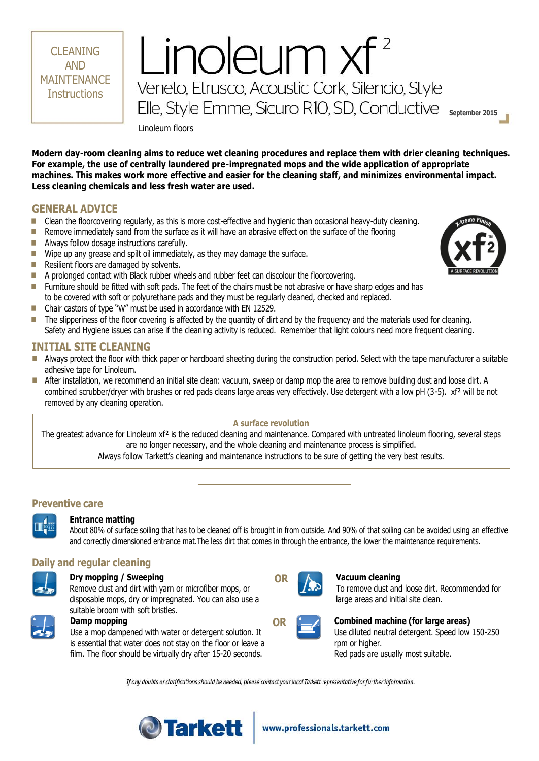CLEANING AND MAINTENANCE Instructions

# Linoleum xf²

## Veneto, Etrusco, Acoustic Cork, Silencio, Style Elle, Style Emme, Sicuro R10, SD, Conductive

**September 2015**

Linoleum floors

**Modern day-room cleaning aims to reduce wet cleaning procedures and replace them with drier cleaning techniques. For example, the use of centrally laundered pre-impregnated mops and the wide application of appropriate machines. This makes work more effective and easier for the cleaning staff, and minimizes environmental impact. Less cleaning chemicals and less fresh water are used.**

## GENERAL ADVICE

- Clean the floorcovering regularly, as this is more cost-effective and hygienic than occasional heavy-duty cleaning.
- Remove immediately sand from the surface as it will have an abrasive effect on the surface of the flooring
- Always follow dosage instructions carefully.
- Wipe up any grease and spilt oil immediately, as they may damage the surface.
- Resilient floors are damaged by solvents.
- A prolonged contact with Black rubber wheels and rubber feet can discolour the floorcovering.
- Furniture should be fitted with soft pads. The feet of the chairs must be not abrasive or have sharp edges and has to be covered with soft or polyurethane pads and they must be regularly cleaned, checked and replaced.
- Chair castors of type "W" must be used in accordance with EN 12529.
- The slipperiness of the floor covering is affected by the quantity of dirt and by the frequency and the materials used for cleaning. Safety and Hygiene issues can arise if the cleaning activity is reduced. Remember that light colours need more frequent cleaning.

## INITIAL SITE CLEANING

- Always protect the floor with thick paper or hardboard sheeting during the construction period. Select with the tape manufacturer a suitable adhesive tape for Linoleum.
- After installation, we recommend an initial site clean: vacuum, sweep or damp mop the area to remove building dust and loose dirt. A combined scrubber/dryer with brushes or red pads cleans large areas very effectively. Use detergent with a low pH (3-5). xf² will be not removed by any cleaning operation.

**A surface revolution**

The greatest advance for Linoleum xf² is the reduced cleaning and maintenance. Compared with untreated linoleum flooring, several steps are no longer necessary, and the whole cleaning and maintenance process is simplified.
Always follow Tarkett's cleaning and maintenance instructions to be sure of getting the very best results.

## Preventive care

**Entrance matting**
About 80% of surface soiling that has to be cleaned off is brought in from outside. And 90% of that soiling can be avoided using an effective and correctly dimensioned entrance mat.The less dirt that comes in through the entrance, the lower the maintenance requirements.

## Daily and regular cleaning

**Dry mopping / Sweeping**
Remove dust and dirt with yarn or microfiber mops, or disposable mops, dry or impregnated. You can also use a suitable broom with soft bristles.

OR

**Vacuum cleaning**
To remove dust and loose dirt. Recommended for large areas and initial site clean.

**Damp mopping**
Use a mop dampened with water or detergent solution. It is essential that water does not stay on the floor or leave a film. The floor should be virtually dry after 15-20 seconds.

OR

**Combined machine (for large areas)**
Use diluted neutral detergent. Speed low 150-250 rpm or higher.
Red pads are usually most suitable.

*If any doubts or clarifications should be needed, please contact your local Tarkett representative for further information.*

Tarkett | www.professionals.tarkett.com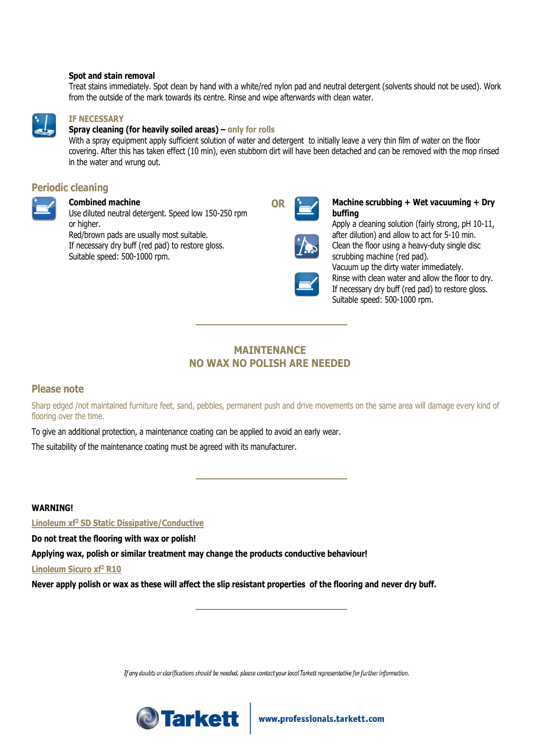**Spot and stain removal**

Treat stains immediately. Spot clean by hand with a white/red nylon pad and neutral detergent (solvents should not be used). Work from the outside of the mark towards its centre. Rinse and wipe afterwards with clean water.

IF NECESSARY

**Spray cleaning (for heavily soiled areas) –** only for rolls

With a spray equipment apply sufficient solution of water and detergent to initially leave a very thin film of water on the floor covering. After this has taken effect (10 min), even stubborn dirt will have been detached and can be removed with the mop rinsed in the water and wrung out.

## Periodic cleaning

**Combined machine**

Use diluted neutral detergent. Speed low 150-250 rpm or higher.
Red/brown pads are usually most suitable.
If necessary dry buff (red pad) to restore gloss.
Suitable speed: 500-1000 rpm.

OR

**Machine scrubbing + Wet vacuuming + Dry buffing**

Apply a cleaning solution (fairly strong, pH 10-11, after dilution) and allow to act for 5-10 min.
Clean the floor using a heavy-duty single disc scrubbing machine (red pad).
Vacuum up the dirty water immediately.
Rinse with clean water and allow the floor to dry.
If necessary dry buff (red pad) to restore gloss.
Suitable speed: 500-1000 rpm.

---

## MAINTENANCE
## NO WAX NO POLISH ARE NEEDED

## Please note

Sharp edged /not maintained furniture feet, sand, pebbles, permanent push and drive movements on the same area will damage every kind of flooring over the time.

To give an additional protection, a maintenance coating can be applied to avoid an early wear.

The suitability of the maintenance coating must be agreed with its manufacturer.

---

**WARNING!**

Linoleum xf² SD Static Dissipative/Conductive

**Do not treat the flooring with wax or polish!**

**Applying wax, polish or similar treatment may change the products conductive behaviour!**

Linoleum Sicuro xf² R10

**Never apply polish or wax as these will affect the slip resistant properties of the flooring and never dry buff.**

---

*If any doubts or clarifications should be needed, please contact your local Tarkett representative for further information.*

Tarkett | www.professionals.tarkett.com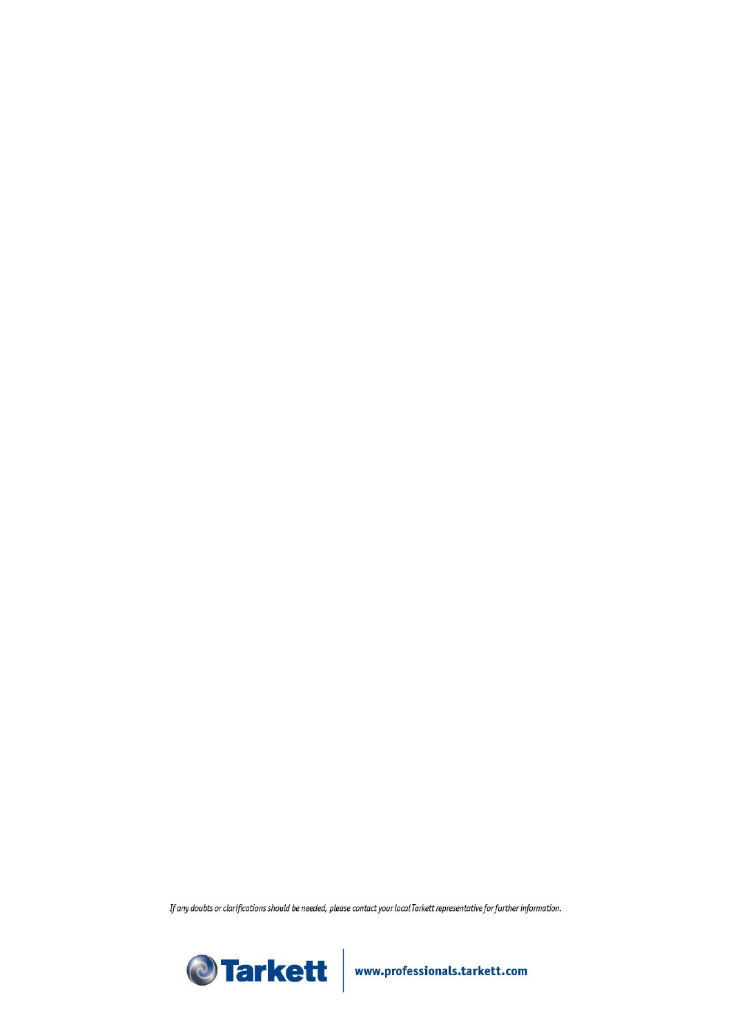*If any doubts or clarifications should be needed, please contact your local Tarkett representative for further information.*

Tarkett | www.professionals.tarkett.com